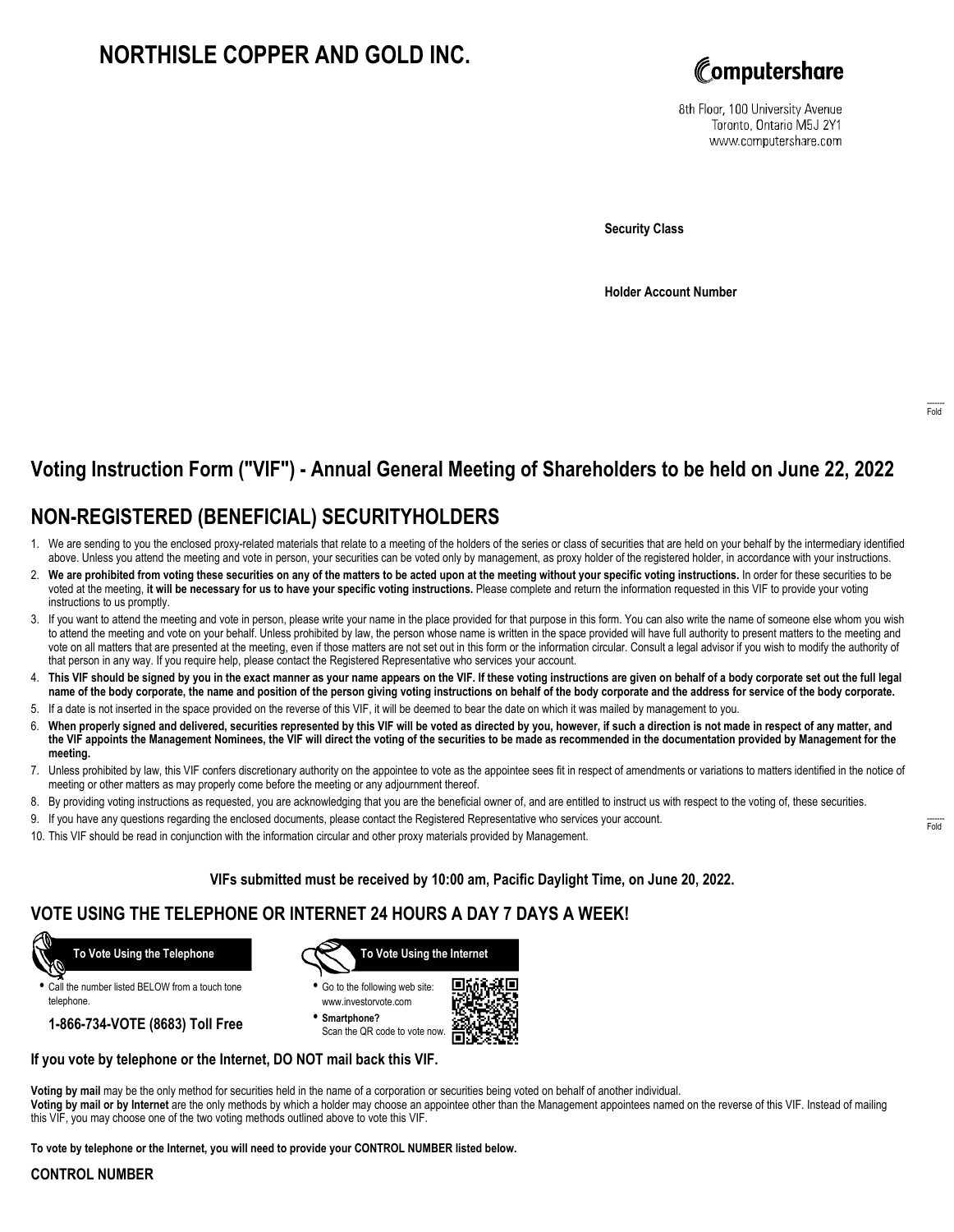# NORTHISLE COPPER AND GOLD INC.

Computershare
8th Floor, 100 University Avenue
Toronto, Ontario M5J 2Y1
www.computershare.com

**Security Class**

**Holder Account Number**

Fold

## Voting Instruction Form ("VIF") - Annual General Meeting of Shareholders to be held on June 22, 2022

## NON-REGISTERED (BENEFICIAL) SECURITYHOLDERS

1. We are sending to you the enclosed proxy-related materials that relate to a meeting of the holders of the series or class of securities that are held on your behalf by the intermediary identified above. Unless you attend the meeting and vote in person, your securities can be voted only by management, as proxy holder of the registered holder, in accordance with your instructions.
2. **We are prohibited from voting these securities on any of the matters to be acted upon at the meeting without your specific voting instructions.** In order for these securities to be voted at the meeting, **it will be necessary for us to have your specific voting instructions.** Please complete and return the information requested in this VIF to provide your voting instructions to us promptly.
3. If you want to attend the meeting and vote in person, please write your name in the place provided for that purpose in this form. You can also write the name of someone else whom you wish to attend the meeting and vote on your behalf. Unless prohibited by law, the person whose name is written in the space provided will have full authority to present matters to the meeting and vote on all matters that are presented at the meeting, even if those matters are not set out in this form or the information circular. Consult a legal advisor if you wish to modify the authority of that person in any way. If you require help, please contact the Registered Representative who services your account.
4. **This VIF should be signed by you in the exact manner as your name appears on the VIF. If these voting instructions are given on behalf of a body corporate set out the full legal name of the body corporate, the name and position of the person giving voting instructions on behalf of the body corporate and the address for service of the body corporate.**
5. If a date is not inserted in the space provided on the reverse of this VIF, it will be deemed to bear the date on which it was mailed by management to you.
6. **When properly signed and delivered, securities represented by this VIF will be voted as directed by you, however, if such a direction is not made in respect of any matter, and the VIF appoints the Management Nominees, the VIF will direct the voting of the securities to be made as recommended in the documentation provided by Management for the meeting.**
7. Unless prohibited by law, this VIF confers discretionary authority on the appointee to vote as the appointee sees fit in respect of amendments or variations to matters identified in the notice of meeting or other matters as may properly come before the meeting or any adjournment thereof.
8. By providing voting instructions as requested, you are acknowledging that you are the beneficial owner of, and are entitled to instruct us with respect to the voting of, these securities.
9. If you have any questions regarding the enclosed documents, please contact the Registered Representative who services your account.
10. This VIF should be read in conjunction with the information circular and other proxy materials provided by Management.

Fold

**VIFs submitted must be received by 10:00 am, Pacific Daylight Time, on June 20, 2022.**

## VOTE USING THE TELEPHONE OR INTERNET 24 HOURS A DAY 7 DAYS A WEEK!

**To Vote Using the Telephone**

- Call the number listed BELOW from a touch tone telephone.

**1-866-734-VOTE (8683) Toll Free**

**To Vote Using the Internet**

- Go to the following web site: www.investorvote.com
- **Smartphone?** Scan the QR code to vote now.

**If you vote by telephone or the Internet, DO NOT mail back this VIF.**

**Voting by mail** may be the only method for securities held in the name of a corporation or securities being voted on behalf of another individual.
**Voting by mail or by Internet** are the only methods by which a holder may choose an appointee other than the Management appointees named on the reverse of this VIF. Instead of mailing this VIF, you may choose one of the two voting methods outlined above to vote this VIF.

**To vote by telephone or the Internet, you will need to provide your CONTROL NUMBER listed below.**

**CONTROL NUMBER**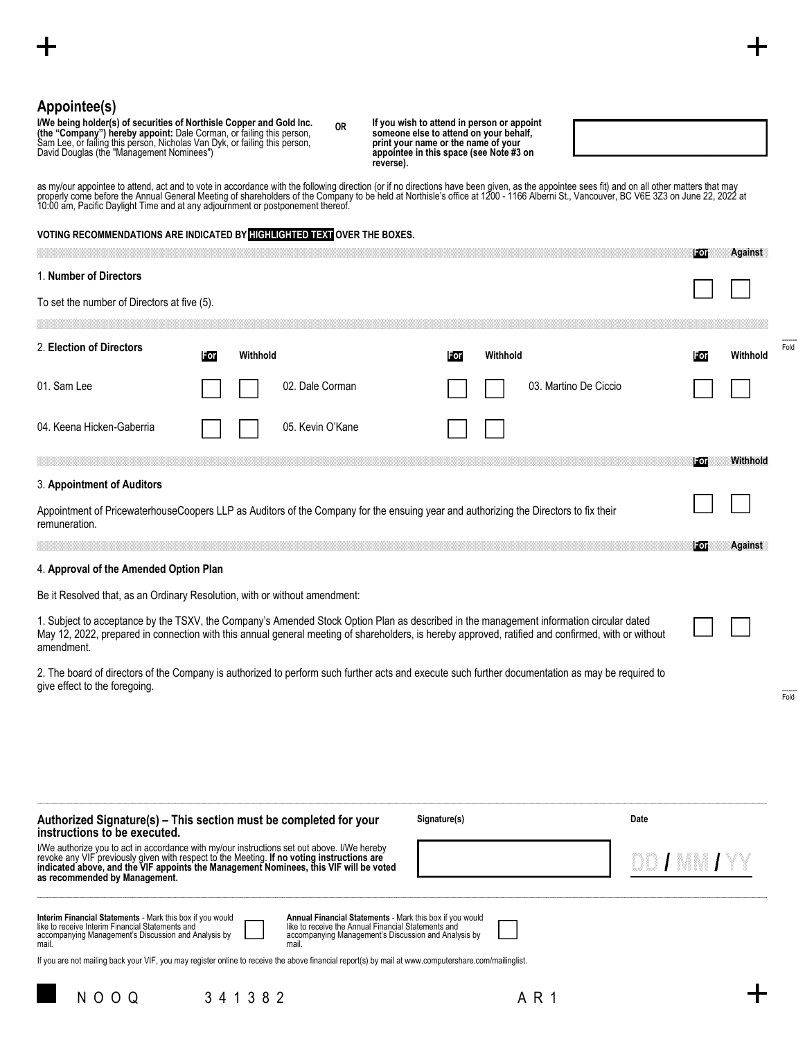## Appointee(s)

**I/We being holder(s) of securities of Northisle Copper and Gold Inc. (the "Company") hereby appoint:** Dale Corman, or failing this person, Sam Lee, or failing this person, Nicholas Van Dyk, or failing this person, David Douglas (the "Management Nominees")

**OR**

**If you wish to attend in person or appoint someone else to attend on your behalf, print your name or the name of your appointee in this space (see Note #3 on reverse).**

as my/our appointee to attend, act and to vote in accordance with the following direction (or if no directions have been given, as the appointee sees fit) and on all other matters that may properly come before the Annual General Meeting of shareholders of the Company to be held at Northisle's office at 1200 - 1166 Alberni St., Vancouver, BC V6E 3Z3 on June 22, 2022 at 10:00 am, Pacific Daylight Time and at any adjournment or postponement thereof.

**VOTING RECOMMENDATIONS ARE INDICATED BY HIGHLIGHTED TEXT OVER THE BOXES.**

| | For | Against |
|---|---|---|
| 1. **Number of Directors**<br>To set the number of Directors at five (5). | ☐ | ☐ |

2. **Election of Directors**

| | For | Withhold | | For | Withhold | | For | Withhold |
|---|---|---|---|---|---|---|---|---|
| 01. Sam Lee | ☐ | ☐ | 02. Dale Corman | ☐ | ☐ | 03. Martino De Ciccio | ☐ | ☐ |
| 04. Keena Hicken-Gaberria | ☐ | ☐ | 05. Kevin O'Kane | ☐ | ☐ | | | |

| | For | Withhold |
|---|---|---|
| 3. **Appointment of Auditors**<br>Appointment of PricewaterhouseCoopers LLP as Auditors of the Company for the ensuing year and authorizing the Directors to fix their remuneration. | ☐ | ☐ |

| | For | Against |
|---|---|---|
| 4. **Approval of the Amended Option Plan** | ☐ | ☐ |

Be it Resolved that, as an Ordinary Resolution, with or without amendment:

1. Subject to acceptance by the TSXV, the Company's Amended Stock Option Plan as described in the management information circular dated May 12, 2022, prepared in connection with this annual general meeting of shareholders, is hereby approved, ratified and confirmed, with or without amendment.

2. The board of directors of the Company is authorized to perform such further acts and execute such further documentation as may be required to give effect to the foregoing.

**Authorized Signature(s) – This section must be completed for your instructions to be executed.**

I/We authorize you to act in accordance with my/our instructions set out above. I/We hereby revoke any VIF previously given with respect to the Meeting. **If no voting instructions are indicated above, and the VIF appoints the Management Nominees, this VIF will be voted as recommended by Management.**

**Signature(s)**

**Date**

DD / MM / YY

**Interim Financial Statements** - Mark this box if you would like to receive Interim Financial Statements and accompanying Management's Discussion and Analysis by mail. ☐

**Annual Financial Statements** - Mark this box if you would like to receive the Annual Financial Statements and accompanying Management's Discussion and Analysis by mail. ☐

If you are not mailing back your VIF, you may register online to receive the above financial report(s) by mail at www.computershare.com/mailinglist.

N O O Q 3 4 1 3 8 2 A R 1